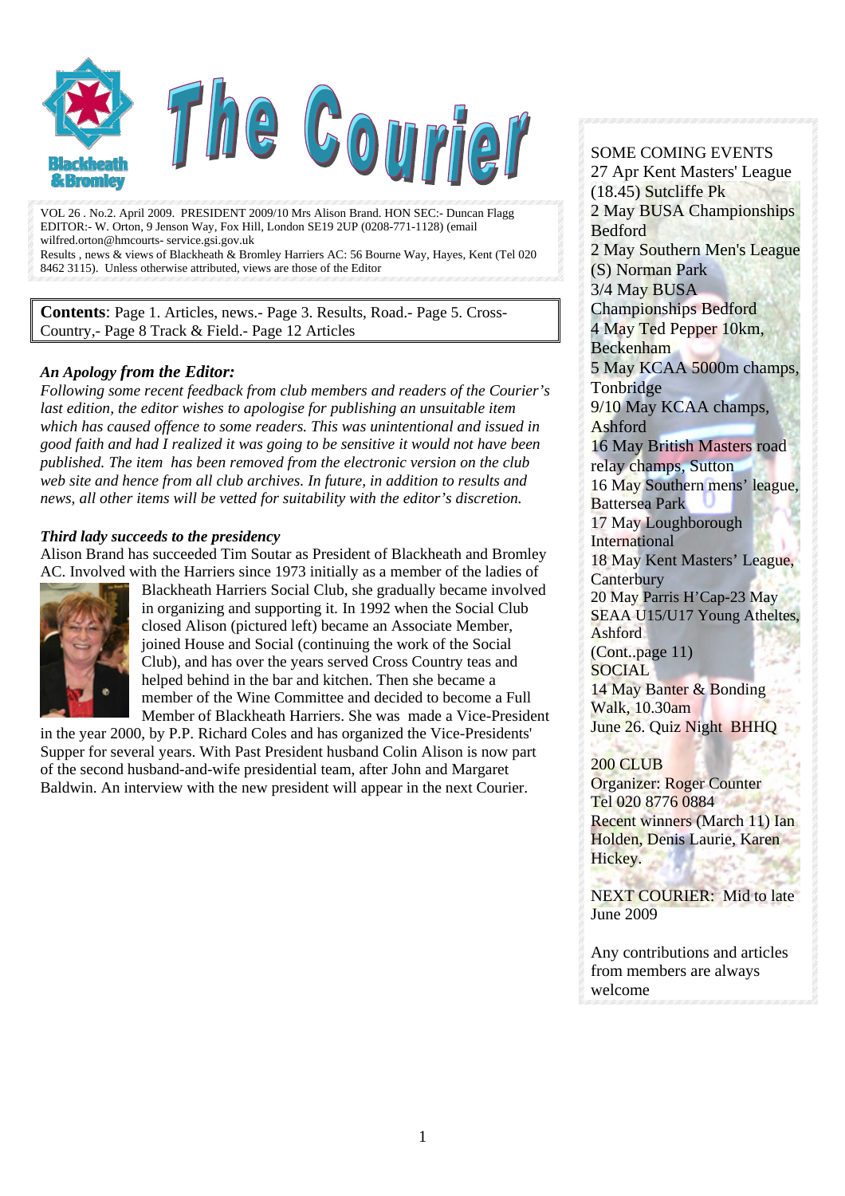# The Courier

VOL 26 . No.2. April 2009. PRESIDENT 2009/10 Mrs Alison Brand. HON SEC:- Duncan Flagg
EDITOR:- W. Orton, 9 Jenson Way, Fox Hill, London SE19 2UP (0208-771-1128) (email wilfred.orton@hmcourts- service.gsi.gov.uk
Results , news & views of Blackheath & Bromley Harriers AC: 56 Bourne Way, Hayes, Kent (Tel 020 8462 3115). Unless otherwise attributed, views are those of the Editor

**Contents**: Page 1. Articles, news.- Page 3. Results, Road.- Page 5. Cross-Country,- Page 8 Track & Field.- Page 12 Articles

***An Apology from the Editor:***

*Following some recent feedback from club members and readers of the Courier's last edition, the editor wishes to apologise for publishing an unsuitable item which has caused offence to some readers. This was unintentional and issued in good faith and had I realized it was going to be sensitive it would not have been published. The item has been removed from the electronic version on the club web site and hence from all club archives. In future, in addition to results and news, all other items will be vetted for suitability with the editor's discretion.*

***Third lady succeeds to the presidency***

Alison Brand has succeeded Tim Soutar as President of Blackheath and Bromley AC. Involved with the Harriers since 1973 initially as a member of the ladies of Blackheath Harriers Social Club, she gradually became involved in organizing and supporting it. In 1992 when the Social Club closed Alison (pictured left) became an Associate Member, joined House and Social (continuing the work of the Social Club), and has over the years served Cross Country teas and helped behind in the bar and kitchen. Then she became a member of the Wine Committee and decided to become a Full Member of Blackheath Harriers. She was made a Vice-President in the year 2000, by P.P. Richard Coles and has organized the Vice-Presidents' Supper for several years. With Past President husband Colin Alison is now part of the second husband-and-wife presidential team, after John and Margaret Baldwin. An interview with the new president will appear in the next Courier.

SOME COMING EVENTS

27 Apr Kent Masters' League (18.45) Sutcliffe Pk
2 May BUSA Championships Bedford
2 May Southern Men's League (S) Norman Park
3/4 May BUSA Championships Bedford
4 May Ted Pepper 10km, Beckenham
5 May KCAA 5000m champs, Tonbridge
9/10 May KCAA champs, Ashford
16 May British Masters road relay champs, Sutton
16 May Southern mens' league, Battersea Park
17 May Loughborough International
18 May Kent Masters' League, Canterbury
20 May Parris H'Cap-23 May SEAA U15/U17 Young Atheltes, Ashford
(Cont..page 11)

SOCIAL

14 May Banter & Bonding Walk, 10.30am
June 26. Quiz Night BHHQ

200 CLUB

Organizer: Roger Counter
Tel 020 8776 0884
Recent winners (March 11) Ian Holden, Denis Laurie, Karen Hickey.

NEXT COURIER: Mid to late June 2009

Any contributions and articles from members are always welcome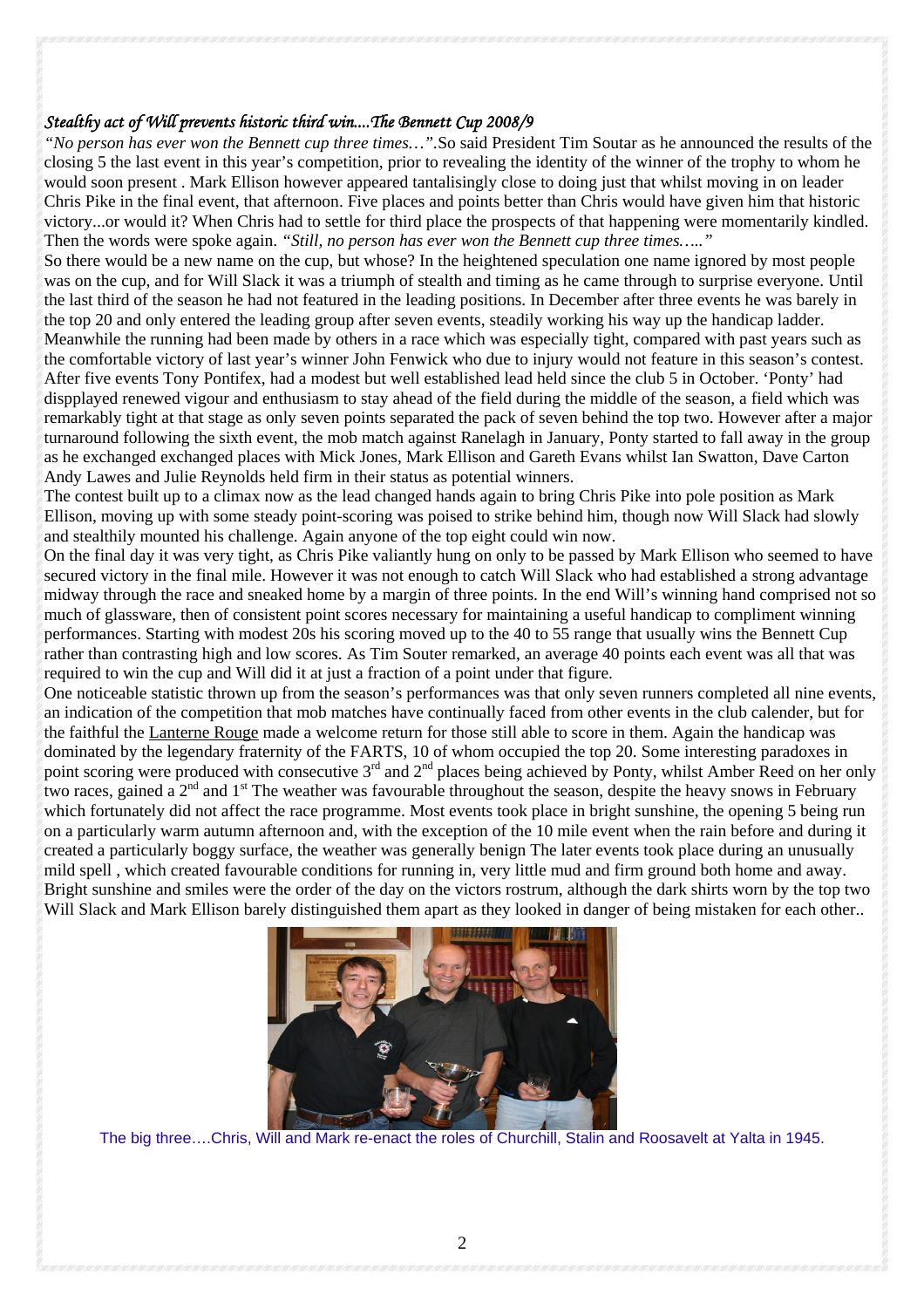*Stealthy act of Will prevents historic third win....The Bennett Cup 2008/9*

*"No person has ever won the Bennett cup three times…"*.So said President Tim Soutar as he announced the results of the closing 5 the last event in this year's competition, prior to revealing the identity of the winner of the trophy to whom he would soon present . Mark Ellison however appeared tantalisingly close to doing just that whilst moving in on leader Chris Pike in the final event, that afternoon. Five places and points better than Chris would have given him that historic victory...or would it? When Chris had to settle for third place the prospects of that happening were momentarily kindled. Then the words were spoke again. *"Still, no person has ever won the Bennett cup three times….."*

So there would be a new name on the cup, but whose? In the heightened speculation one name ignored by most people was on the cup, and for Will Slack it was a triumph of stealth and timing as he came through to surprise everyone. Until the last third of the season he had not featured in the leading positions. In December after three events he was barely in the top 20 and only entered the leading group after seven events, steadily working his way up the handicap ladder. Meanwhile the running had been made by others in a race which was especially tight, compared with past years such as the comfortable victory of last year's winner John Fenwick who due to injury would not feature in this season's contest. After five events Tony Pontifex, had a modest but well established lead held since the club 5 in October. 'Ponty' had dispplayed renewed vigour and enthusiasm to stay ahead of the field during the middle of the season, a field which was remarkably tight at that stage as only seven points separated the pack of seven behind the top two. However after a major turnaround following the sixth event, the mob match against Ranelagh in January, Ponty started to fall away in the group as he exchanged exchanged places with Mick Jones, Mark Ellison and Gareth Evans whilst Ian Swatton, Dave Carton Andy Lawes and Julie Reynolds held firm in their status as potential winners.

The contest built up to a climax now as the lead changed hands again to bring Chris Pike into pole position as Mark Ellison, moving up with some steady point-scoring was poised to strike behind him, though now Will Slack had slowly and stealthily mounted his challenge. Again anyone of the top eight could win now.

On the final day it was very tight, as Chris Pike valiantly hung on only to be passed by Mark Ellison who seemed to have secured victory in the final mile. However it was not enough to catch Will Slack who had established a strong advantage midway through the race and sneaked home by a margin of three points. In the end Will's winning hand comprised not so much of glassware, then of consistent point scores necessary for maintaining a useful handicap to compliment winning performances. Starting with modest 20s his scoring moved up to the 40 to 55 range that usually wins the Bennett Cup rather than contrasting high and low scores. As Tim Souter remarked, an average 40 points each event was all that was required to win the cup and Will did it at just a fraction of a point under that figure.

One noticeable statistic thrown up from the season's performances was that only seven runners completed all nine events, an indication of the competition that mob matches have continually faced from other events in the club calender, but for the faithful the Lanterne Rouge made a welcome return for those still able to score in them. Again the handicap was dominated by the legendary fraternity of the FARTS, 10 of whom occupied the top 20. Some interesting paradoxes in point scoring were produced with consecutive 3rd and 2nd places being achieved by Ponty, whilst Amber Reed on her only two races, gained a 2nd and 1st The weather was favourable throughout the season, despite the heavy snows in February which fortunately did not affect the race programme. Most events took place in bright sunshine, the opening 5 being run on a particularly warm autumn afternoon and, with the exception of the 10 mile event when the rain before and during it created a particularly boggy surface, the weather was generally benign The later events took place during an unusually mild spell , which created favourable conditions for running in, very little mud and firm ground both home and away. Bright sunshine and smiles were the order of the day on the victors rostrum, although the dark shirts worn by the top two Will Slack and Mark Ellison barely distinguished them apart as they looked in danger of being mistaken for each other..

The big three….Chris, Will and Mark re-enact the roles of Churchill, Stalin and Roosavelt at Yalta in 1945.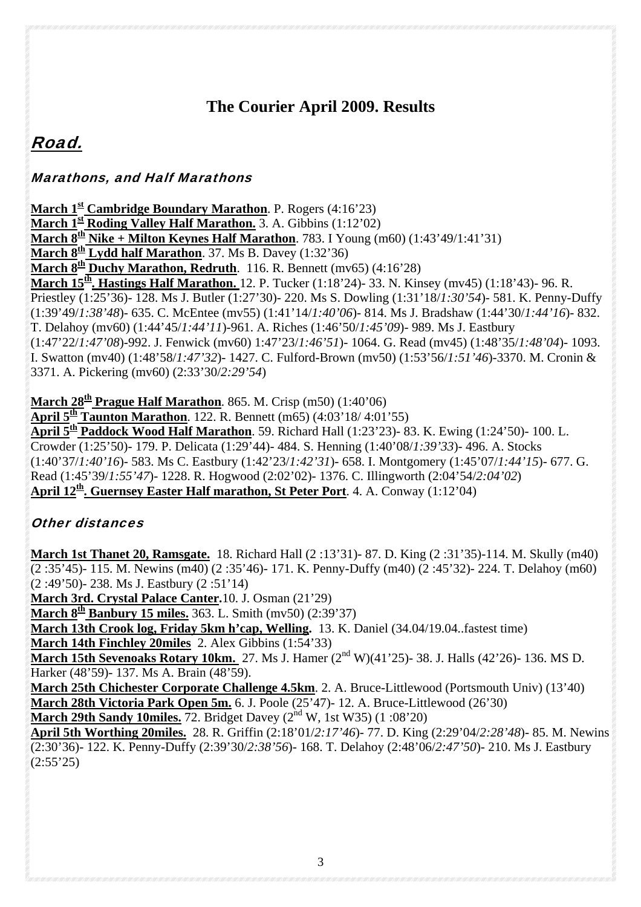# The Courier April 2009. Results

## Road.

### Marathons, and Half Marathons

**March 1st Cambridge Boundary Marathon**. P. Rogers (4:16'23)
**March 1st Roding Valley Half Marathon.** 3. A. Gibbins (1:12'02)
**March 8th Nike + Milton Keynes Half Marathon**. 783. I Young (m60) (1:43'49/1:41'31)
**March 8th Lydd half Marathon**. 37. Ms B. Davey (1:32'36)
**March 8th Duchy Marathon, Redruth**. 116. R. Bennett (mv65) (4:16'28)
**March 15th. Hastings Half Marathon.** 12. P. Tucker (1:18'24)- 33. N. Kinsey (mv45) (1:18'43)- 96. R. Priestley (1:25'36)- 128. Ms J. Butler (1:27'30)- 220. Ms S. Dowling (1:31'18/*1:30'54*)- 581. K. Penny-Duffy (1:39'49/*1:38'48*)- 635. C. McEntee (mv55) (1:41'14/*1:40'06*)- 814. Ms J. Bradshaw (1:44'30/*1:44'16*)- 832. T. Delahoy (mv60) (1:44'45/*1:44'11*)-961. A. Riches (1:46'50/*1:45'09*)- 989. Ms J. Eastbury (1:47'22/*1:47'08*)-992. J. Fenwick (mv60) 1:47'23/*1:46'51*)- 1064. G. Read (mv45) (1:48'35/*1:48'04*)- 1093. I. Swatton (mv40) (1:48'58/*1:47'32*)- 1427. C. Fulford-Brown (mv50) (1:53'56/*1:51'46*)-3370. M. Cronin & 3371. A. Pickering (mv60) (2:33'30/*2:29'54*)

**March 28th Prague Half Marathon**. 865. M. Crisp (m50) (1:40'06)
**April 5th Taunton Marathon**. 122. R. Bennett (m65) (4:03'18/ 4:01'55)
**April 5th Paddock Wood Half Marathon**. 59. Richard Hall (1:23'23)- 83. K. Ewing (1:24'50)- 100. L. Crowder (1:25'50)- 179. P. Delicata (1:29'44)- 484. S. Henning (1:40'08/*1:39'33*)- 496. A. Stocks (1:40'37/*1:40'16*)- 583. Ms C. Eastbury (1:42'23/*1:42'31*)- 658. I. Montgomery (1:45'07/*1:44'15*)- 677. G. Read (1:45'39/*1:55'47*)- 1228. R. Hogwood (2:02'02)- 1376. C. Illingworth (2:04'54/*2:04'02*)
**April 12th. Guernsey Easter Half marathon, St Peter Port**. 4. A. Conway (1:12'04)

### Other distances

**March 1st Thanet 20, Ramsgate.** 18. Richard Hall (2 :13'31)- 87. D. King (2 :31'35)-114. M. Skully (m40) (2 :35'45)- 115. M. Newins (m40) (2 :35'46)- 171. K. Penny-Duffy (m40) (2 :45'32)- 224. T. Delahoy (m60) (2 :49'50)- 238. Ms J. Eastbury (2 :51'14)
**March 3rd. Crystal Palace Canter.**10. J. Osman (21'29)
**March 8th Banbury 15 miles.** 363. L. Smith (mv50) (2:39'37)
**March 13th Crook log, Friday 5km h'cap, Welling.** 13. K. Daniel (34.04/19.04..fastest time)
**March 14th Finchley 20miles** 2. Alex Gibbins (1:54'33)
**March 15th Sevenoaks Rotary 10km.** 27. Ms J. Hamer (2nd W)(41'25)- 38. J. Halls (42'26)- 136. MS D. Harker (48'59)- 137. Ms A. Brain (48'59).
**March 25th Chichester Corporate Challenge 4.5km**. 2. A. Bruce-Littlewood (Portsmouth Univ) (13'40)
**March 28th Victoria Park Open 5m.** 6. J. Poole (25'47)- 12. A. Bruce-Littlewood (26'30)
**March 29th Sandy 10miles.** 72. Bridget Davey (2nd W, 1st W35) (1 :08'20)
**April 5th Worthing 20miles.** 28. R. Griffin (2:18'01/*2:17'46*)- 77. D. King (2:29'04/*2:28'48*)- 85. M. Newins (2:30'36)- 122. K. Penny-Duffy (2:39'30/*2:38'56*)- 168. T. Delahoy (2:48'06/*2:47'50*)- 210. Ms J. Eastbury (2:55'25)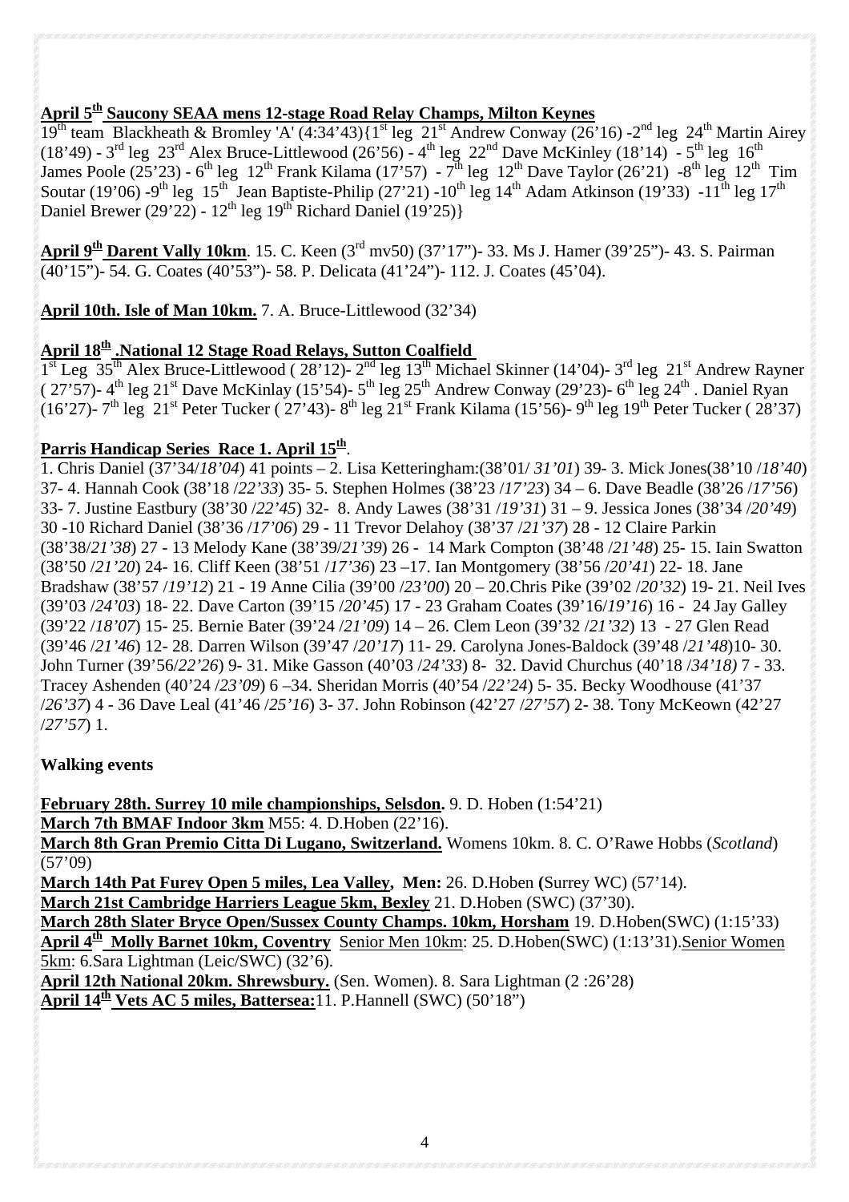**April 5th Saucony SEAA mens 12-stage Road Relay Champs, Milton Keynes**
19th team Blackheath & Bromley 'A' (4:34'43){1st leg 21st Andrew Conway (26'16) -2nd leg 24th Martin Airey (18'49) - 3rd leg 23rd Alex Bruce-Littlewood (26'56) - 4th leg 22nd Dave McKinley (18'14) - 5th leg 16th James Poole (25'23) - 6th leg 12th Frank Kilama (17'57) - 7th leg 12th Dave Taylor (26'21) -8th leg 12th Tim Soutar (19'06) -9th leg 15th Jean Baptiste-Philip (27'21) -10th leg 14th Adam Atkinson (19'33) -11th leg 17th Daniel Brewer (29'22) - 12th leg 19th Richard Daniel (19'25)}

**April 9th Darent Vally 10km**. 15. C. Keen (3rd mv50) (37'17")- 33. Ms J. Hamer (39'25")- 43. S. Pairman (40'15")- 54. G. Coates (40'53")- 58. P. Delicata (41'24")- 112. J. Coates (45'04).

**April 10th. Isle of Man 10km.** 7. A. Bruce-Littlewood (32'34)

**April 18th .National 12 Stage Road Relays, Sutton Coalfield**
1st Leg 35th Alex Bruce-Littlewood ( 28'12)- 2nd leg 13th Michael Skinner (14'04)- 3rd leg 21st Andrew Rayner ( 27'57)- 4th leg 21st Dave McKinlay (15'54)- 5th leg 25th Andrew Conway (29'23)- 6th leg 24th . Daniel Ryan (16'27)- 7th leg 21st Peter Tucker ( 27'43)- 8th leg 21st Frank Kilama (15'56)- 9th leg 19th Peter Tucker ( 28'37)

**Parris Handicap Series Race 1. April 15th**.
1. Chris Daniel (37'34/*18'04*) 41 points – 2. Lisa Ketteringham:(38'01/ *31'01*) 39- 3. Mick Jones(38'10 /*18'40*) 37- 4. Hannah Cook (38'18 /*22'33*) 35- 5. Stephen Holmes (38'23 /*17'23*) 34 – 6. Dave Beadle (38'26 /*17'56*) 33- 7. Justine Eastbury (38'30 /*22'45*) 32- 8. Andy Lawes (38'31 /*19'31*) 31 – 9. Jessica Jones (38'34 /*20'49*) 30 -10 Richard Daniel (38'36 /*17'06*) 29 - 11 Trevor Delahoy (38'37 /*21'37*) 28 - 12 Claire Parkin (38'38/*21'38*) 27 - 13 Melody Kane (38'39/*21'39*) 26 - 14 Mark Compton (38'48 /*21'48*) 25- 15. Iain Swatton (38'50 /*21'20*) 24- 16. Cliff Keen (38'51 /*17'36*) 23 –17. Ian Montgomery (38'56 /*20'41*) 22- 18. Jane Bradshaw (38'57 /*19'12*) 21 - 19 Anne Cilia (39'00 /*23'00*) 20 – 20.Chris Pike (39'02 /*20'32*) 19- 21. Neil Ives (39'03 /*24'03*) 18- 22. Dave Carton (39'15 /*20'45*) 17 - 23 Graham Coates (39'16/*19'16*) 16 - 24 Jay Galley (39'22 /*18'07*) 15- 25. Bernie Bater (39'24 /*21'09*) 14 – 26. Clem Leon (39'32 /*21'32*) 13 - 27 Glen Read (39'46 /*21'46*) 12- 28. Darren Wilson (39'47 /*20'17*) 11- 29. Carolyna Jones-Baldock (39'48 /*21'48*)10- 30. John Turner (39'56/*22'26*) 9- 31. Mike Gasson (40'03 /*24'33*) 8- 32. David Churchus (40'18 /*34'18)* 7 - 33. Tracey Ashenden (40'24 /*23'09*) 6 –34. Sheridan Morris (40'54 /*22'24*) 5- 35. Becky Woodhouse (41'37 /*26'37*) 4 - 36 Dave Leal (41'46 /*25'16*) 3- 37. John Robinson (42'27 /*27'57*) 2- 38. Tony McKeown (42'27 /*27'57*) 1.

**Walking events**

**February 28th. Surrey 10 mile championships, Selsdon.** 9. D. Hoben (1:54'21)
**March 7th BMAF Indoor 3km** M55: 4. D.Hoben (22'16).
**March 8th Gran Premio Citta Di Lugano, Switzerland.** Womens 10km. 8. C. O'Rawe Hobbs (*Scotland*) (57'09)
**March 14th Pat Furey Open 5 miles, Lea Valley, Men:** 26. D.Hoben **(**Surrey WC) (57'14).
**March 21st Cambridge Harriers League 5km, Bexley** 21. D.Hoben (SWC) (37'30).
**March 28th Slater Bryce Open/Sussex County Champs. 10km, Horsham** 19. D.Hoben(SWC) (1:15'33)
**April 4th Molly Barnet 10km, Coventry** Senior Men 10km: 25. D.Hoben(SWC) (1:13'31).Senior Women 5km: 6.Sara Lightman (Leic/SWC) (32'6).
**April 12th National 20km. Shrewsbury.** (Sen. Women). 8. Sara Lightman (2 :26'28)
**April 14th Vets AC 5 miles, Battersea:**11. P.Hannell (SWC) (50'18")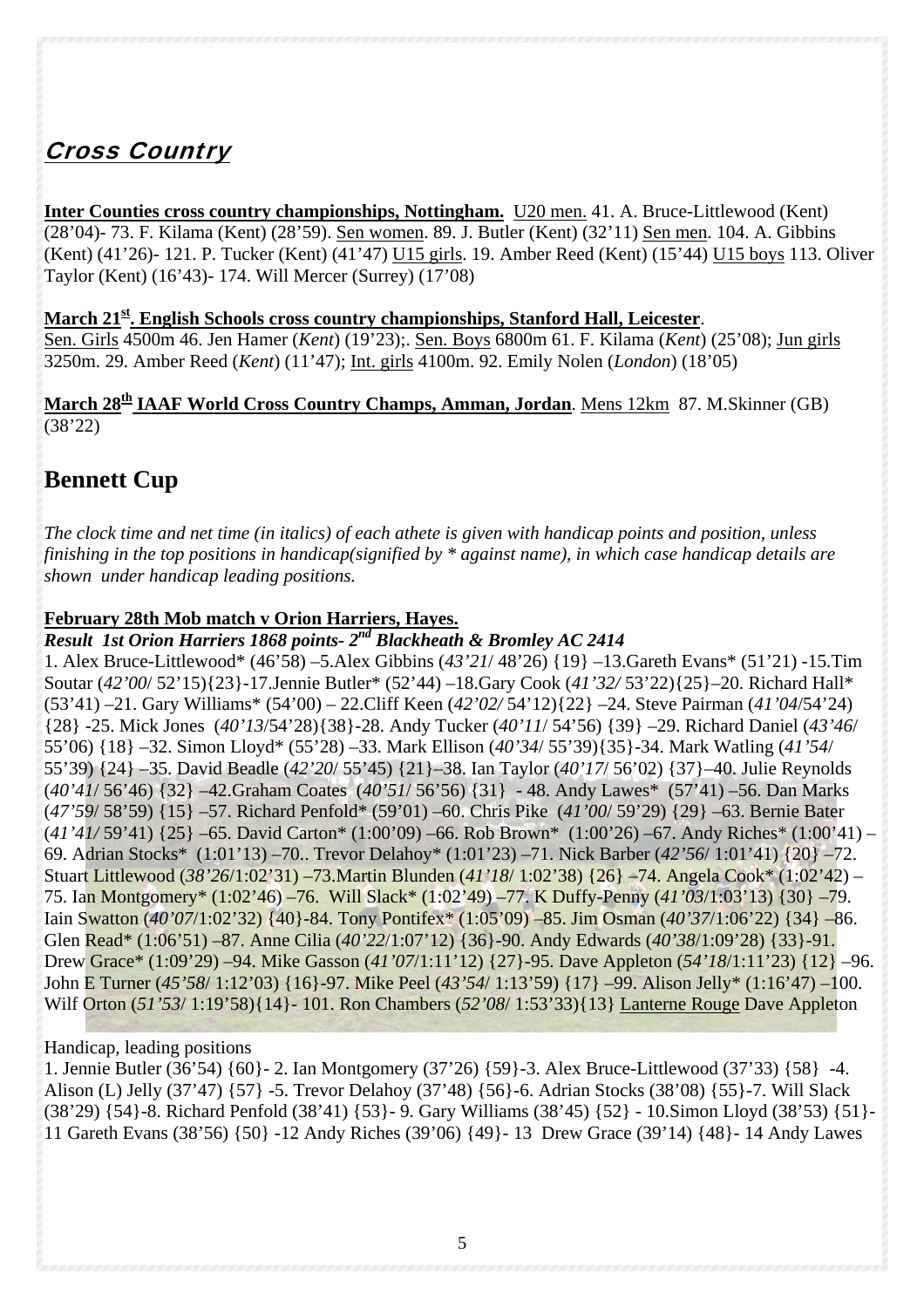## *Cross Country*

**Inter Counties cross country championships, Nottingham.** U20 men. 41. A. Bruce-Littlewood (Kent) (28'04)- 73. F. Kilama (Kent) (28'59). Sen women. 89. J. Butler (Kent) (32'11) Sen men. 104. A. Gibbins (Kent) (41'26)- 121. P. Tucker (Kent) (41'47) U15 girls. 19. Amber Reed (Kent) (15'44) U15 boys 113. Oliver Taylor (Kent) (16'43)- 174. Will Mercer (Surrey) (17'08)

**March 21st. English Schools cross country championships, Stanford Hall, Leicester**.
Sen. Girls 4500m 46. Jen Hamer (*Kent*) (19'23);. Sen. Boys 6800m 61. F. Kilama (*Kent*) (25'08); Jun girls 3250m. 29. Amber Reed (*Kent*) (11'47); Int. girls 4100m. 92. Emily Nolen (*London*) (18'05)

**March 28th IAAF World Cross Country Champs, Amman, Jordan**. Mens 12km 87. M.Skinner (GB) (38'22)

## Bennett Cup

*The clock time and net time (in italics) of each athete is given with handicap points and position, unless finishing in the top positions in handicap(signified by * against name), in which case handicap details are shown under handicap leading positions.*

**February 28th Mob match v Orion Harriers, Hayes.**
***Result 1st Orion Harriers 1868 points- 2nd Blackheath & Bromley AC 2414***
1. Alex Bruce-Littlewood* (46'58) –5.Alex Gibbins (*43'21*/ 48'26) {19} –13.Gareth Evans* (51'21) -15.Tim Soutar (*42'00*/ 52'15){23}-17.Jennie Butler* (52'44) –18.Gary Cook (*41'32/* 53'22){25}–20. Richard Hall* (53'41) –21. Gary Williams* (54'00) – 22.Cliff Keen (*42'02/* 54'12){22} –24. Steve Pairman (*41'04*/54'24) {28} -25. Mick Jones (*40'13*/54'28){38}-28. Andy Tucker (*40'11*/ 54'56) {39} –29. Richard Daniel (*43'46*/ 55'06) {18} –32. Simon Lloyd* (55'28) –33. Mark Ellison (*40'34*/ 55'39){35}-34. Mark Watling (*41'54*/ 55'39) {24} –35. David Beadle (*42'20*/ 55'45) {21}–38. Ian Taylor (*40'17*/ 56'02) {37}–40. Julie Reynolds (*40'41*/ 56'46) {32} –42.Graham Coates (*40'51*/ 56'56) {31} - 48. Andy Lawes* (57'41) –56. Dan Marks (*47'59*/ 58'59) {15} –57. Richard Penfold* (59'01) –60. Chris Pike (*41'00*/ 59'29) {29} –63. Bernie Bater (*41'41/* 59'41) {25} –65. David Carton* (1:00'09) –66. Rob Brown* (1:00'26) –67. Andy Riches* (1:00'41) –69. Adrian Stocks* (1:01'13) –70.. Trevor Delahoy* (1:01'23) –71. Nick Barber (*42'56*/ 1:01'41) {20} –72. Stuart Littlewood (*38'26*/1:02'31) –73.Martin Blunden (*41'18*/ 1:02'38) {26} –74. Angela Cook* (1:02'42) –75. Ian Montgomery* (1:02'46) –76. Will Slack* (1:02'49) –77. K Duffy-Penny (*41'03*/1:03'13) {30} –79. Iain Swatton (*40'07*/1:02'32) {40}-84. Tony Pontifex* (1:05'09) –85. Jim Osman (*40'37*/1:06'22) {34} –86. Glen Read* (1:06'51) –87. Anne Cilia (*40'22*/1:07'12) {36}-90. Andy Edwards (*40'38*/1:09'28) {33}-91. Drew Grace* (1:09'29) –94. Mike Gasson (*41'07*/1:11'12) {27}-95. Dave Appleton (*54'18*/1:11'23) {12} –96. John E Turner (*45'58*/ 1:12'03) {16}-97. Mike Peel (*43'54*/ 1:13'59) {17} –99. Alison Jelly* (1:16'47) –100. Wilf Orton (*51'53*/ 1:19'58){14}- 101. Ron Chambers (*52'08*/ 1:53'33){13} Lanterne Rouge Dave Appleton

Handicap, leading positions
1. Jennie Butler (36'54) {60}- 2. Ian Montgomery (37'26) {59}-3. Alex Bruce-Littlewood (37'33) {58} -4. Alison (L) Jelly (37'47) {57} -5. Trevor Delahoy (37'48) {56}-6. Adrian Stocks (38'08) {55}-7. Will Slack (38'29) {54}-8. Richard Penfold (38'41) {53}- 9. Gary Williams (38'45) {52} - 10.Simon Lloyd (38'53) {51}- 11 Gareth Evans (38'56) {50} -12 Andy Riches (39'06) {49}- 13 Drew Grace (39'14) {48}- 14 Andy Lawes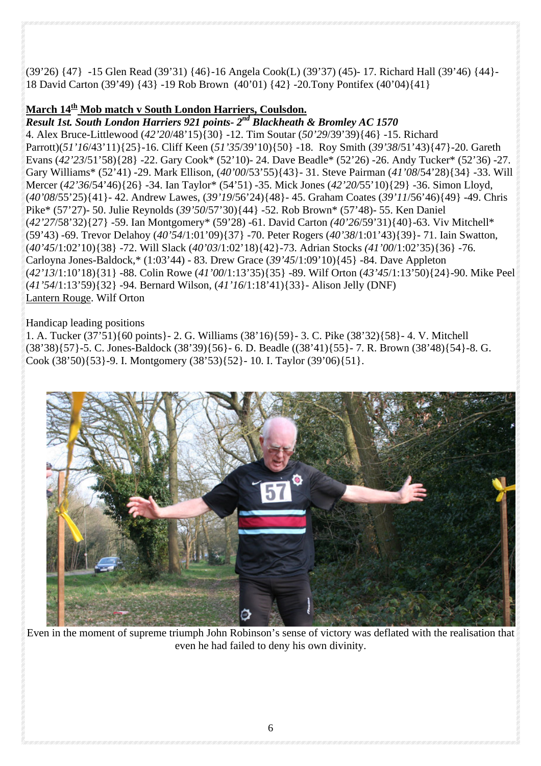(39'26) {47} -15 Glen Read (39'31) {46}-16 Angela Cook(L) (39'37) (45)- 17. Richard Hall (39'46) {44}- 18 David Carton (39'49) {43} -19 Rob Brown (40'01) {42} -20.Tony Pontifex (40'04){41}

**<u>March 14th Mob match v South London Harriers, Coulsdon.</u>**

***Result 1st. South London Harriers 921 points- 2nd Blackheath & Bromley AC 1570***

4. Alex Bruce-Littlewood (*42'20*/48'15){30} -12. Tim Soutar (*50'29*/39'39){46} -15. Richard Parrott)(*51'16*/43'11){25}-16. Cliff Keen (*51'35*/39'10){50} -18. Roy Smith (*39'38*/51'43){47}-20. Gareth Evans (*42'23*/51'58){28} -22. Gary Cook* (52'10)- 24. Dave Beadle* (52'26) -26. Andy Tucker* (52'36) -27. Gary Williams* (52'41) -29. Mark Ellison, (*40'00*/53'55){43}- 31. Steve Pairman (*41'08*/54'28){34} -33. Will Mercer (*42'36*/54'46){26} -34. Ian Taylor* (54'51) -35. Mick Jones (*42'20*/55'10){29} -36. Simon Lloyd, (*40'08*/55'25){41}- 42. Andrew Lawes, (*39'19*/56'24){48}- 45. Graham Coates (*39'11*/56'46){49} -49. Chris Pike* (57'27)- 50. Julie Reynolds (*39'50*/57'30){44} -52. Rob Brown* (57'48)- 55. Ken Daniel (*42'27*/58'32){27} -59. Ian Montgomery* (59'28) -61. David Carton *(40'26*/59'31){40}-63. Viv Mitchell* (59'43) -69. Trevor Delahoy (*40'54*/1:01'09){37} -70. Peter Rogers (*40'38*/1:01'43){39}- 71. Iain Swatton, (*40'45*/1:02'10){38} -72. Will Slack (*40'03*/1:02'18){42}-73. Adrian Stocks *(41'00*/1:02'35){36} -76. Carloyna Jones-Baldock,* (1:03'44) - 83. Drew Grace (*39'45*/1:09'10){45} -84. Dave Appleton (*42'13*/1:10'18){31} -88. Colin Rowe (*41'00*/1:13'35){35} -89. Wilf Orton (*43'45*/1:13'50){24}-90. Mike Peel (*41'54*/1:13'59){32} -94. Bernard Wilson, (*41'16*/1:18'41){33}- Alison Jelly (DNF)

<u>Lantern Rouge</u>. Wilf Orton

Handicap leading positions

1. A. Tucker (37'51){60 points}- 2. G. Williams (38'16){59}- 3. C. Pike (38'32){58}- 4. V. Mitchell (38'38){57}-5. C. Jones-Baldock (38'39){56}- 6. D. Beadle ((38'41){55}- 7. R. Brown (38'48){54}-8. G. Cook (38'50){53}-9. I. Montgomery (38'53){52}- 10. I. Taylor (39'06){51}.

Even in the moment of supreme triumph John Robinson's sense of victory was deflated with the realisation that even he had failed to deny his own divinity.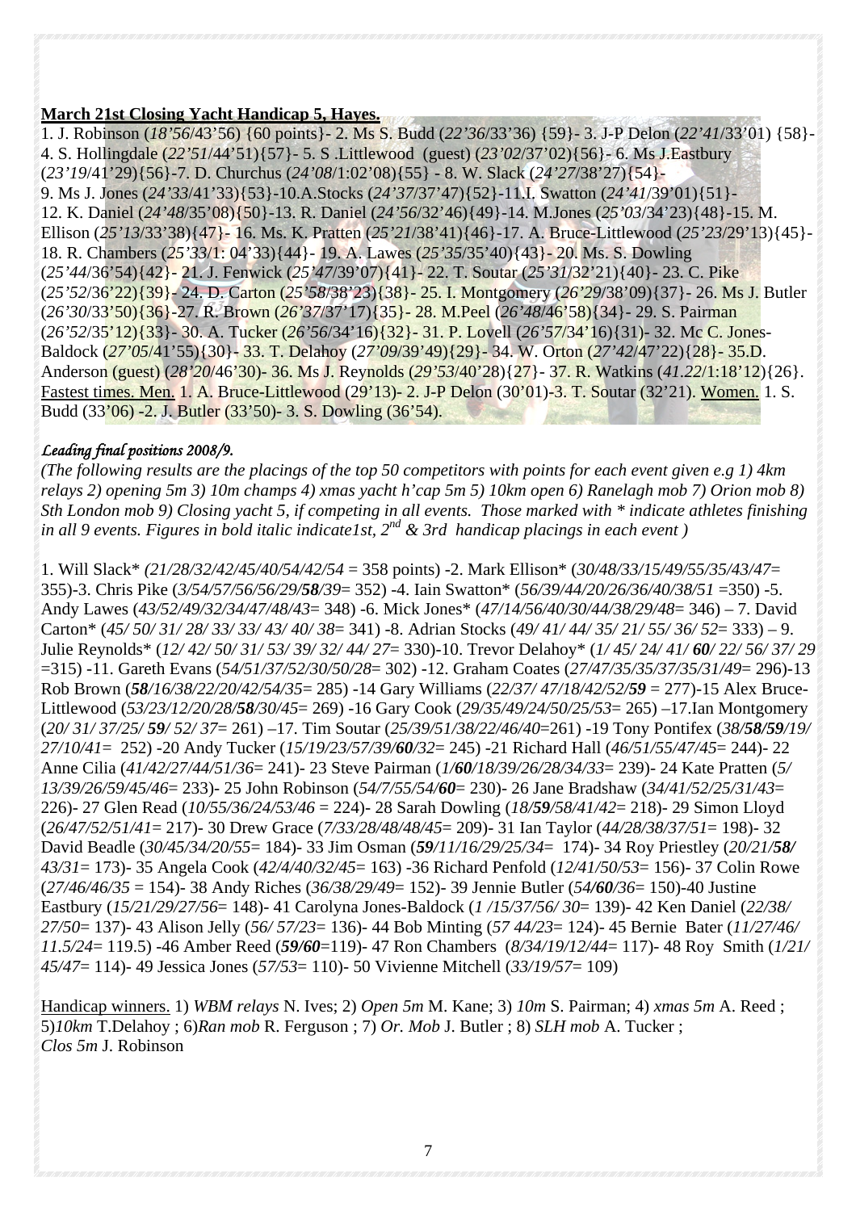**<u>March 21st Closing Yacht Handicap 5, Hayes.</u>**

1. J. Robinson (*18'56*/43'56) {60 points}- 2. Ms S. Budd (*22'36*/33'36) {59}- 3. J-P Delon (*22'41*/33'01) {58}- 4. S. Hollingdale (*22'51*/44'51){57}- 5. S .Littlewood (guest) (*23'02*/37'02){56}- 6. Ms J.Eastbury (*23'19*/41'29){56}-7. D. Churchus (*24'08*/1:02'08){55} - 8. W. Slack (*24'27*/38'27){54}- 9. Ms J. Jones (*24'33*/41'33){53}-10.A.Stocks (*24'37*/37'47){52}-11.I. Swatton (*24'41*/39'01){51}- 12. K. Daniel (*24'48*/35'08){50}-13. R. Daniel (*24'56*/32'46){49}-14. M.Jones (*25'03*/34'23){48}-15. M. Ellison (*25'13*/33'38){47}- 16. Ms. K. Pratten (*25'21*/38'41){46}-17. A. Bruce-Littlewood (*25'23*/29'13){45}- 18. R. Chambers (*25'33*/1: 04'33){44}- 19. A. Lawes (*25'35*/35'40){43}- 20. Ms. S. Dowling (*25'44*/36'54){42}- 21. J. Fenwick (*25'47*/39'07){41}- 22. T. Soutar (*25'31*/32'21){40}- 23. C. Pike (*25'52*/36'22){39}- 24. D. Carton (*25'58*/38'23){38}- 25. I. Montgomery (*26'29*/38'09){37}- 26. Ms J. Butler (*26'30*/33'50){36}-27. R. Brown (*26'37*/37'17){35}- 28. M.Peel (*26'48*/46'58){34}- 29. S. Pairman (*26'52*/35'12){33}- 30. A. Tucker (*26'56*/34'16){32}- 31. P. Lovell (*26'57*/34'16){31}- 32. Mc C. Jones-Baldock (*27'05*/41'55){30}- 33. T. Delahoy (*27'09*/39'49){29}- 34. W. Orton (*27'42*/47'22){28}- 35.D. Anderson (guest) (*28'20*/46'30)- 36. Ms J. Reynolds (*29'53*/40'28){27}- 37. R. Watkins (*41.22*/1:18'12){26}. <u>Fastest times. Men.</u> 1. A. Bruce-Littlewood (29'13)- 2. J-P Delon (30'01)-3. T. Soutar (32'21). <u>Women.</u> 1. S. Budd (33'06) -2. J. Butler (33'50)- 3. S. Dowling (36'54).

***Leading final positions 2008/9.***

*(The following results are the placings of the top 50 competitors with points for each event given e.g 1) 4km relays 2) opening 5m 3) 10m champs 4) xmas yacht h'cap 5m 5) 10km open 6) Ranelagh mob 7) Orion mob 8) Sth London mob 9) Closing yacht 5, if competing in all events. Those marked with * indicate athletes finishing in all 9 events. Figures in bold italic indicate1st, 2nd & 3rd handicap placings in each event )*

1. Will Slack* (*21/28/32/42/45/40/54/42/54* = 358 points) -2. Mark Ellison* (*30/48/33/15/49/55/35/43/47*= 355)-3. Chris Pike (*3/54/57/56/56/29/**58**/39*= 352) -4. Iain Swatton* (*56/39/44/20/26/36/40/38/51* =350) -5. Andy Lawes (*43/52/49/32/34/47/48/43*= 348) -6. Mick Jones* (*47/14/56/40/30/44/38/29/48*= 346) – 7. David Carton* (*45/ 50/ 31/ 28/ 33/ 33/ 43/ 40/ 38*= 341) -8. Adrian Stocks (*49/ 41/ 44/ 35/ 21/ 55/ 36/ 52*= 333) – 9. Julie Reynolds* (*12/ 42/ 50/ 31/ 53/ 39/ 32/ 44/ 27*= 330)-10. Trevor Delahoy* (*1/ 45/ 24/ 41/ **60**/ 22/ 56/ 37/ 29* =315) -11. Gareth Evans (*54/51/37/52/30/50/28*= 302) -12. Graham Coates (*27/47/35/35/37/35/31/49*= 296)-13 Rob Brown (***58**/16/38/22/20/42/54/35*= 285) -14 Gary Williams (*22/37/ 47/18/42/52/**59*** = 277)-15 Alex Bruce-Littlewood (*53/23/12/20/28/**58**/30/45*= 269) -16 Gary Cook (*29/35/49/24/50/25/53*= 265) –17.Ian Montgomery (*20/ 31/ 37/25/ **59**/ 52/ 37*= 261) –17. Tim Soutar (*25/39/51/38/22/46/40*=261) -19 Tony Pontifex (*38/**58/59**/19/ 27/10/41*= 252) -20 Andy Tucker (*15/19/23/57/39/**60**/32*= 245) -21 Richard Hall (*46/51/55/47/45*= 244)- 22 Anne Cilia (*41/42/27/44/51/36*= 241)- 23 Steve Pairman (*1/**60**/18/39/26/28/34/33*= 239)- 24 Kate Pratten (*5/ 13/39/26/59/45/46*= 233)- 25 John Robinson (*54/7/55/54/**60***= 230)- 26 Jane Bradshaw (*34/41/52/25/31/43*= 226)- 27 Glen Read (*10/55/36/24/53/46* = 224)- 28 Sarah Dowling (*18/**59**/58/41/42*= 218)- 29 Simon Lloyd (*26/47/52/51/41*= 217)- 30 Drew Grace (*7/33/28/48/48/45*= 209)- 31 Ian Taylor (*44/28/38/37/51*= 198)- 32 David Beadle (*30/45/34/20/55*= 184)- 33 Jim Osman (***59**/11/16/29/25/34*= 174)- 34 Roy Priestley (*20/21/**58**/ 43/31*= 173)- 35 Angela Cook (*42/4/40/32/45*= 163) -36 Richard Penfold (*12/41/50/53*= 156)- 37 Colin Rowe (*27/46/46/35* = 154)- 38 Andy Riches (*36/38/29/49*= 152)- 39 Jennie Butler (*54/**60**/36*= 150)-40 Justine Eastbury (*15/21/29/27/56*= 148)- 41 Carolyna Jones-Baldock (*1 /15/37/56/ 30*= 139)- 42 Ken Daniel (*22/38/ 27/50*= 137)- 43 Alison Jelly (*56/ 57/23*= 136)- 44 Bob Minting (*57 44/23*= 124)- 45 Bernie Bater (*11/27/46/ 11.5/24*= 119.5) -46 Amber Reed (***59/60***=119)- 47 Ron Chambers (*8/34/19/12/44*= 117)- 48 Roy Smith (*1/21/ 45/47*= 114)- 49 Jessica Jones (*57/53*= 110)- 50 Vivienne Mitchell (*33/19/57*= 109)

<u>Handicap winners.</u> 1) *WBM relays* N. Ives; 2) *Open 5m* M. Kane; 3) *10m* S. Pairman; 4) *xmas 5m* A. Reed ; 5)*10km* T.Delahoy ; 6)*Ran mob* R. Ferguson ; 7) *Or. Mob* J. Butler ; 8) *SLH mob* A. Tucker ; *Clos 5m* J. Robinson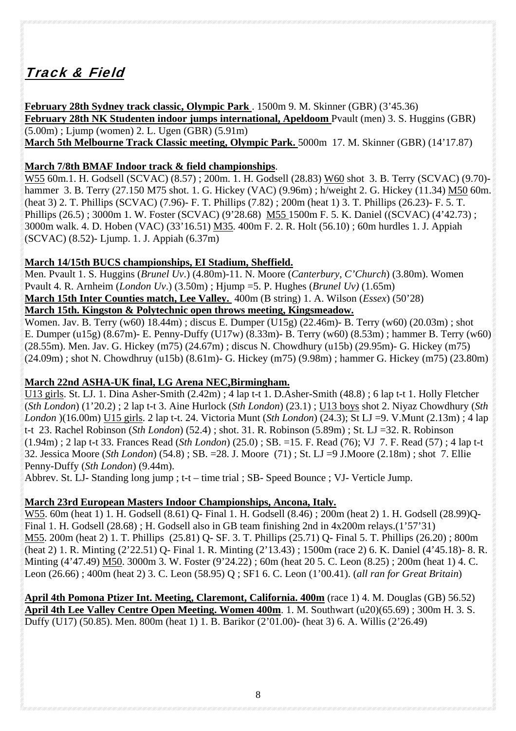# Track & Field

**February 28th Sydney track classic, Olympic Park** . 1500m 9. M. Skinner (GBR) (3'45.36)
**February 28th NK Studenten indoor jumps international, Apeldoom** Pvault (men) 3. S. Huggins (GBR) (5.00m) ; Ljump (women) 2. L. Ugen (GBR) (5.91m)
**March 5th Melbourne Track Classic meeting, Olympic Park.** 5000m 17. M. Skinner (GBR) (14'17.87)

**March 7/8th BMAF Indoor track & field championships**.
W55 60m.1. H. Godsell (SCVAC) (8.57) ; 200m. 1. H. Godsell (28.83) W60 shot 3. B. Terry (SCVAC) (9.70)- hammer 3. B. Terry (27.150 M75 shot. 1. G. Hickey (VAC) (9.96m) ; h/weight 2. G. Hickey (11.34) M50 60m. (heat 3) 2. T. Phillips (SCVAC) (7.96)- F. T. Phillips (7.82) ; 200m (heat 1) 3. T. Phillips (26.23)- F. 5. T. Phillips (26.5) ; 3000m 1. W. Foster (SCVAC) (9'28.68) M55 1500m F. 5. K. Daniel ((SCVAC) (4'42.73) ; 3000m walk. 4. D. Hoben (VAC) (33'16.51) M35. 400m F. 2. R. Holt (56.10) ; 60m hurdles 1. J. Appiah (SCVAC) (8.52)- Ljump. 1. J. Appiah (6.37m)

**March 14/15th BUCS championships, EI Stadium, Sheffield.**
Men. Pvault 1. S. Huggins (*Brunel Uv*.) (4.80m)-11. N. Moore (*Canterbury, C'Church*) (3.80m). Women Pvault 4. R. Arnheim (*London Uv*.) (3.50m) ; Hjump =5. P. Hughes (*Brunel Uv)* (1.65m)
**March 15th Inter Counties match, Lee Valley.** 400m (B string) 1. A. Wilson (*Essex*) (50'28)
**March 15th. Kingston & Polytechnic open throws meeting, Kingsmeadow.**
Women. Jav. B. Terry (w60) 18.44m) ; discus E. Dumper (U15g) (22.46m)- B. Terry (w60) (20.03m) ; shot E. Dumper (u15g) (8.67m)- E. Penny-Duffy (U17w) (8.33m)- B. Terry (w60) (8.53m) ; hammer B. Terry (w60) (28.55m). Men. Jav. G. Hickey (m75) (24.67m) ; discus N. Chowdhury (u15b) (29.95m)- G. Hickey (m75) (24.09m) ; shot N. Chowdhruy (u15b) (8.61m)- G. Hickey (m75) (9.98m) ; hammer G. Hickey (m75) (23.80m)

**March 22nd ASHA-UK final, LG Arena NEC,Birmingham.**
U13 girls. St. LJ. 1. Dina Asher-Smith (2.42m) ; 4 lap t-t 1. D.Asher-Smith (48.8) ; 6 lap t-t 1. Holly Fletcher (*Sth London*) (1'20.2) ; 2 lap t-t 3. Aine Hurlock (*Sth London*) (23.1) ; U13 boys shot 2. Niyaz Chowdhury (*Sth London* )(16.00m) U15 girls. 2 lap t-t. 24. Victoria Munt (*Sth London*) (24.3); St LJ =9. V.Munt (2.13m) ; 4 lap t-t 23. Rachel Robinson (*Sth London*) (52.4) ; shot. 31. R. Robinson (5.89m) ; St. LJ =32. R. Robinson (1.94m) ; 2 lap t-t 33. Frances Read (*Sth London*) (25.0) ; SB. =15. F. Read (76); VJ 7. F. Read (57) ; 4 lap t-t 32. Jessica Moore (*Sth London*) (54.8) ; SB. =28. J. Moore (71) ; St. LJ =9 J.Moore (2.18m) ; shot 7. Ellie Penny-Duffy (*Sth London*) (9.44m).
Abbrev. St. LJ- Standing long jump ; t-t – time trial ; SB- Speed Bounce ; VJ- Verticle Jump.

**March 23rd European Masters Indoor Championships, Ancona, Italy.**
W55. 60m (heat 1) 1. H. Godsell (8.61) Q- Final 1. H. Godsell (8.46) ; 200m (heat 2) 1. H. Godsell (28.99)Q- Final 1. H. Godsell (28.68) ; H. Godsell also in GB team finishing 2nd in 4x200m relays.(1'57'31)
M55. 200m (heat 2) 1. T. Phillips (25.81) Q- SF. 3. T. Phillips (25.71) Q- Final 5. T. Phillips (26.20) ; 800m (heat 2) 1. R. Minting (2'22.51) Q- Final 1. R. Minting (2'13.43) ; 1500m (race 2) 6. K. Daniel (4'45.18)- 8. R. Minting (4'47.49) M50. 3000m 3. W. Foster (9'24.22) ; 60m (heat 20 5. C. Leon (8.25) ; 200m (heat 1) 4. C. Leon (26.66) ; 400m (heat 2) 3. C. Leon (58.95) Q ; SF1 6. C. Leon (1'00.41). (*all ran for Great Britain*)

**April 4th Pomona Ptizer Int. Meeting, Claremont, California. 400m** (race 1) 4. M. Douglas (GB) 56.52)
**April 4th Lee Valley Centre Open Meeting. Women 400m**. 1. M. Southwart (u20)(65.69) ; 300m H. 3. S. Duffy (U17) (50.85). Men. 800m (heat 1) 1. B. Barikor (2'01.00)- (heat 3) 6. A. Willis (2'26.49)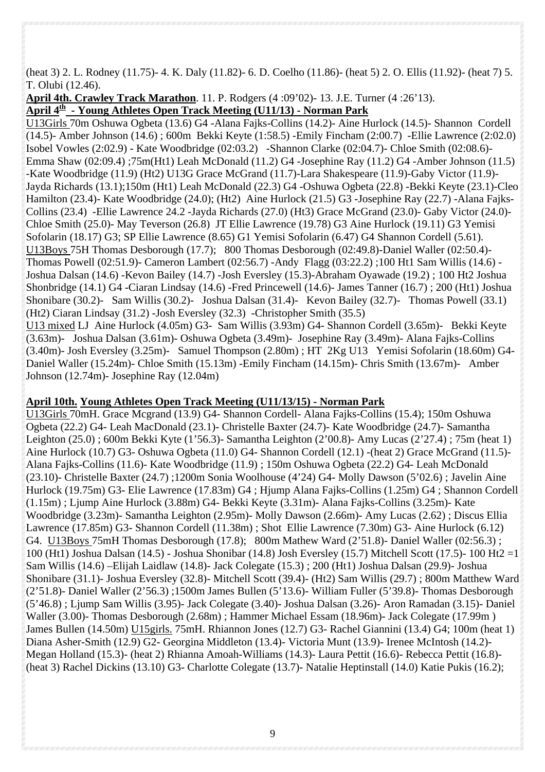(heat 3) 2. L. Rodney (11.75)- 4. K. Daly (11.82)- 6. D. Coelho (11.86)- (heat 5) 2. O. Ellis (11.92)- (heat 7) 5. T. Olubi (12.46).

**April 4th. Crawley Track Marathon**. 11. P. Rodgers (4 :09'02)- 13. J.E. Turner (4 :26'13).

**April 4th - Young Athletes Open Track Meeting (U11/13) - Norman Park**

U13Girls 70m Oshuwa Ogbeta (13.6) G4 -Alana Fajks-Collins (14.2)- Aine Hurlock (14.5)- Shannon Cordell (14.5)- Amber Johnson (14.6) ; 600m Bekki Keyte (1:58.5) -Emily Fincham (2:00.7) -Ellie Lawrence (2:02.0) Isobel Vowles (2:02.9) - Kate Woodbridge (02:03.2) -Shannon Clarke (02:04.7)- Chloe Smith (02:08.6)- Emma Shaw (02:09.4) ;75m(Ht1) Leah McDonald (11.2) G4 -Josephine Ray (11.2) G4 -Amber Johnson (11.5) -Kate Woodbridge (11.9) (Ht2) U13G Grace McGrand (11.7)-Lara Shakespeare (11.9)-Gaby Victor (11.9)- Jayda Richards (13.1);150m (Ht1) Leah McDonald (22.3) G4 -Oshuwa Ogbeta (22.8) -Bekki Keyte (23.1)-Cleo Hamilton (23.4)- Kate Woodbridge (24.0); (Ht2) Aine Hurlock (21.5) G3 -Josephine Ray (22.7) -Alana Fajks-Collins (23.4) -Ellie Lawrence 24.2 -Jayda Richards (27.0) (Ht3) Grace McGrand (23.0)- Gaby Victor (24.0)- Chloe Smith (25.0)- May Teverson (26.8) JT Ellie Lawrence (19.78) G3 Aine Hurlock (19.11) G3 Yemisi Sofolarin (18.17) G3; SP Ellie Lawrence (8.65) G1 Yemisi Sofolarin (6.47) G4 Shannon Cordell (5.61).

U13Boys 75H Thomas Desborough (17.7); 800 Thomas Desborough (02:49.8)-Daniel Waller (02:50.4)- Thomas Powell (02:51.9)- Cameron Lambert (02:56.7) -Andy Flagg (03:22.2) ;100 Ht1 Sam Willis (14.6) -Joshua Dalsan (14.6) -Kevon Bailey (14.7) -Josh Eversley (15.3)-Abraham Oyawade (19.2) ; 100 Ht2 Joshua Shonbridge (14.1) G4 -Ciaran Lindsay (14.6) -Fred Princewell (14.6)- James Tanner (16.7) ; 200 (Ht1) Joshua Shonibare (30.2)- Sam Willis (30.2)- Joshua Dalsan (31.4)- Kevon Bailey (32.7)- Thomas Powell (33.1) (Ht2) Ciaran Lindsay (31.2) -Josh Eversley (32.3) -Christopher Smith (35.5)

U13 mixed LJ Aine Hurlock (4.05m) G3- Sam Willis (3.93m) G4- Shannon Cordell (3.65m)- Bekki Keyte (3.63m)- Joshua Dalsan (3.61m)- Oshuwa Ogbeta (3.49m)- Josephine Ray (3.49m)- Alana Fajks-Collins (3.40m)- Josh Eversley (3.25m)- Samuel Thompson (2.80m) ; HT 2Kg U13 Yemisi Sofolarin (18.60m) G4- Daniel Waller (15.24m)- Chloe Smith (15.13m) -Emily Fincham (14.15m)- Chris Smith (13.67m)- Amber Johnson (12.74m)- Josephine Ray (12.04m)

**April 10th. Young Athletes Open Track Meeting (U11/13/15) - Norman Park**

U13Girls 70mH. Grace Mcgrand (13.9) G4- Shannon Cordell- Alana Fajks-Collins (15.4); 150m Oshuwa Ogbeta (22.2) G4- Leah MacDonald (23.1)- Christelle Baxter (24.7)- Kate Woodbridge (24.7)- Samantha Leighton (25.0) ; 600m Bekki Kyte (1'56.3)- Samantha Leighton (2'00.8)- Amy Lucas (2'27.4) ; 75m (heat 1) Aine Hurlock (10.7) G3- Oshuwa Ogbeta (11.0) G4- Shannon Cordell (12.1) -(heat 2) Grace McGrand (11.5)- Alana Fajks-Collins (11.6)- Kate Woodbridge (11.9) ; 150m Oshuwa Ogbeta (22.2) G4- Leah McDonald (23.10)- Christelle Baxter (24.7) ;1200m Sonia Woolhouse (4'24) G4- Molly Dawson (5'02.6) ; Javelin Aine Hurlock (19.75m) G3- Elie Lawrence (17.83m) G4 ; Hjump Alana Fajks-Collins (1.25m) G4 ; Shannon Cordell (1.15m) ; Ljump Aine Hurlock (3.88m) G4- Bekki Keyte (3.31m)- Alana Fajks-Collins (3.25m)- Kate Woodbridge (3.23m)- Samantha Leighton (2.95m)- Molly Dawson (2.66m)- Amy Lucas (2.62) ; Discus Ellia Lawrence (17.85m) G3- Shannon Cordell (11.38m) ; Shot Ellie Lawrence (7.30m) G3- Aine Hurlock (6.12) G4. U13Boys 75mH Thomas Desborough (17.8); 800m Mathew Ward (2'51.8)- Daniel Waller (02:56.3) ; 100 (Ht1) Joshua Dalsan (14.5) - Joshua Shonibar (14.8) Josh Eversley (15.7) Mitchell Scott (17.5)- 100 Ht2 =1 Sam Willis (14.6) –Elijah Laidlaw (14.8)- Jack Colegate (15.3) ; 200 (Ht1) Joshua Dalsan (29.9)- Joshua Shonibare (31.1)- Joshua Eversley (32.8)- Mitchell Scott (39.4)- (Ht2) Sam Willis (29.7) ; 800m Matthew Ward (2'51.8)- Daniel Waller (2'56.3) ;1500m James Bullen (5'13.6)- William Fuller (5'39.8)- Thomas Desborough (5'46.8) ; Ljump Sam Willis (3.95)- Jack Colegate (3.40)- Joshua Dalsan (3.26)- Aron Ramadan (3.15)- Daniel Waller (3.00)- Thomas Desborough (2.68m) ; Hammer Michael Essam (18.96m)- Jack Colegate (17.99m ) James Bullen (14.50m) U15girls. 75mH. Rhiannon Jones (12.7) G3- Rachel Giannini (13.4) G4; 100m (heat 1) Diana Asher-Smith (12.9) G2- Georgina Middleton (13.4)- Victoria Munt (13.9)- Irenee McIntosh (14.2)- Megan Holland (15.3)- (heat 2) Rhianna Amoah-Williams (14.3)- Laura Pettit (16.6)- Rebecca Pettit (16.8)- (heat 3) Rachel Dickins (13.10) G3- Charlotte Colegate (13.7)- Natalie Heptinstall (14.0) Katie Pukis (16.2);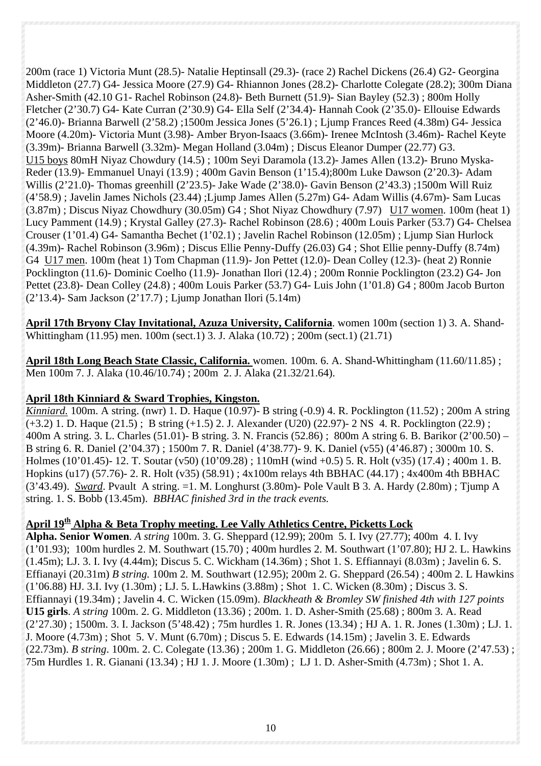200m (race 1) Victoria Munt (28.5)- Natalie Heptinsall (29.3)- (race 2) Rachel Dickens (26.4) G2- Georgina Middleton (27.7) G4- Jessica Moore (27.9) G4- Rhiannon Jones (28.2)- Charlotte Colegate (28.2); 300m Diana Asher-Smith (42.10 G1- Rachel Robinson (24.8)- Beth Burnett (51.9)- Sian Bayley (52.3) ; 800m Holly Fletcher (2'30.7) G4- Kate Curran (2'30.9) G4- Ella Self (2'34.4)- Hannah Cook (2'35.0)- Ellouise Edwards (2'46.0)- Brianna Barwell (2'58.2) ;1500m Jessica Jones (5'26.1) ; Ljump Frances Reed (4.38m) G4- Jessica Moore (4.20m)- Victoria Munt (3.98)- Amber Bryon-Isaacs (3.66m)- Irenee McIntosh (3.46m)- Rachel Keyte (3.39m)- Brianna Barwell (3.32m)- Megan Holland (3.04m) ; Discus Eleanor Dumper (22.77) G3. <u>U15 boys</u> 80mH Niyaz Chowdury (14.5) ; 100m Seyi Daramola (13.2)- James Allen (13.2)- Bruno Myska-Reder (13.9)- Emmanuel Unayi (13.9) ; 400m Gavin Benson (1'15.4);800m Luke Dawson (2'20.3)- Adam Willis (2'21.0)- Thomas greenhill (2'23.5)- Jake Wade (2'38.0)- Gavin Benson (2'43.3) ;1500m Will Ruiz (4'58.9) ; Javelin James Nichols (23.44) ;Ljump James Allen (5.27m) G4- Adam Willis (4.67m)- Sam Lucas (3.87m) ; Discus Niyaz Chowdhury (30.05m) G4 ; Shot Niyaz Chowdhury (7.97) <u>U17 women</u>. 100m (heat 1) Lucy Pamment (14.9) ; Krystal Galley (27.3)- Rachel Robinson (28.6) ; 400m Louis Parker (53.7) G4- Chelsea Crouser (1'01.4) G4- Samantha Bechet (1'02.1) ; Javelin Rachel Robinson (12.05m) ; Ljump Sian Hurlock (4.39m)- Rachel Robinson (3.96m) ; Discus Ellie Penny-Duffy (26.03) G4 ; Shot Ellie penny-Duffy (8.74m) G4 <u>U17 men</u>. 100m (heat 1) Tom Chapman (11.9)- Jon Pettet (12.0)- Dean Colley (12.3)- (heat 2) Ronnie Pocklington (11.6)- Dominic Coelho (11.9)- Jonathan Ilori (12.4) ; 200m Ronnie Pocklington (23.2) G4- Jon Pettet (23.8)- Dean Colley (24.8) ; 400m Louis Parker (53.7) G4- Luis John (1'01.8) G4 ; 800m Jacob Burton (2'13.4)- Sam Jackson (2'17.7) ; Ljump Jonathan Ilori (5.14m)

**<u>April 17th Bryony Clay Invitational, Azuza University, California</u>**. women 100m (section 1) 3. A. Shand-Whittingham (11.95) men. 100m (sect.1) 3. J. Alaka (10.72) ; 200m (sect.1) (21.71)

**<u>April 18th Long Beach State Classic, California.</u>** women. 100m. 6. A. Shand-Whittingham (11.60/11.85) ; Men 100m 7. J. Alaka (10.46/10.74) ; 200m 2. J. Alaka (21.32/21.64).

**<u>April 18th Kinniard & Sward Trophies, Kingston.</u>**

*<u>Kinniard.</u>* 100m. A string. (nwr) 1. D. Haque (10.97)- B string (-0.9) 4. R. Pocklington (11.52) ; 200m A string (+3.2) 1. D. Haque (21.5) ; B string (+1.5) 2. J. Alexander (U20) (22.97)- 2 NS 4. R. Pocklington (22.9) ; 400m A string. 3. L. Charles (51.01)- B string. 3. N. Francis (52.86) ; 800m A string 6. B. Barikor (2'00.50) – B string 6. R. Daniel (2'04.37) ; 1500m 7. R. Daniel (4'38.77)- 9. K. Daniel (v55) (4'46.87) ; 3000m 10. S. Holmes (10'01.45)- 12. T. Soutar (v50) (10'09.28) ; 110mH (wind +0.5) 5. R. Holt (v35) (17.4) ; 400m 1. B. Hopkins (u17) (57.76)- 2. R. Holt (v35) (58.91) ; 4x100m relays 4th BBHAC (44.17) ; 4x400m 4th BBHAC (3'43.49). *<u>Sward</u>*. Pvault A string. =1. M. Longhurst (3.80m)- Pole Vault B 3. A. Hardy (2.80m) ; Tjump A string. 1. S. Bobb (13.45m). *BBHAC finished 3rd in the track events.*

**<u>April 19th Alpha & Beta Trophy meeting. Lee Vally Athletics Centre, Picketts Lock</u>**

**Alpha. Senior Women**. *A string* 100m. 3. G. Sheppard (12.99); 200m 5. I. Ivy (27.77); 400m 4. I. Ivy (1'01.93); 100m hurdles 2. M. Southwart (15.70) ; 400m hurdles 2. M. Southwart (1'07.80); HJ 2. L. Hawkins (1.45m); LJ. 3. I. Ivy (4.44m); Discus 5. C. Wickham (14.36m) ; Shot 1. S. Effiannayi (8.03m) ; Javelin 6. S. Effianayi (20.31m) *B string.* 100m 2. M. Southwart (12.95); 200m 2. G. Sheppard (26.54) ; 400m 2. L Hawkins (1'06.88) HJ. 3.I. Ivy (1.30m) ; LJ. 5. L.Hawkins (3.88m) ; Shot 1. C. Wicken (8.30m) ; Discus 3. S. Effiannayi (19.34m) ; Javelin 4. C. Wicken (15.09m). *Blackheath & Bromley SW finished 4th with 127 points* **U15 girls**. *A string* 100m. 2. G. Middleton (13.36) ; 200m. 1. D. Asher-Smith (25.68) ; 800m 3. A. Read (2'27.30) ; 1500m. 3. I. Jackson (5'48.42) ; 75m hurdles 1. R. Jones (13.34) ; HJ A. 1. R. Jones (1.30m) ; LJ. 1. J. Moore (4.73m) ; Shot 5. V. Munt (6.70m) ; Discus 5. E. Edwards (14.15m) ; Javelin 3. E. Edwards (22.73m). *B string*. 100m. 2. C. Colegate (13.36) ; 200m 1. G. Middleton (26.66) ; 800m 2. J. Moore (2'47.53) ; 75m Hurdles 1. R. Gianani (13.34) ; HJ 1. J. Moore (1.30m) ; LJ 1. D. Asher-Smith (4.73m) ; Shot 1. A.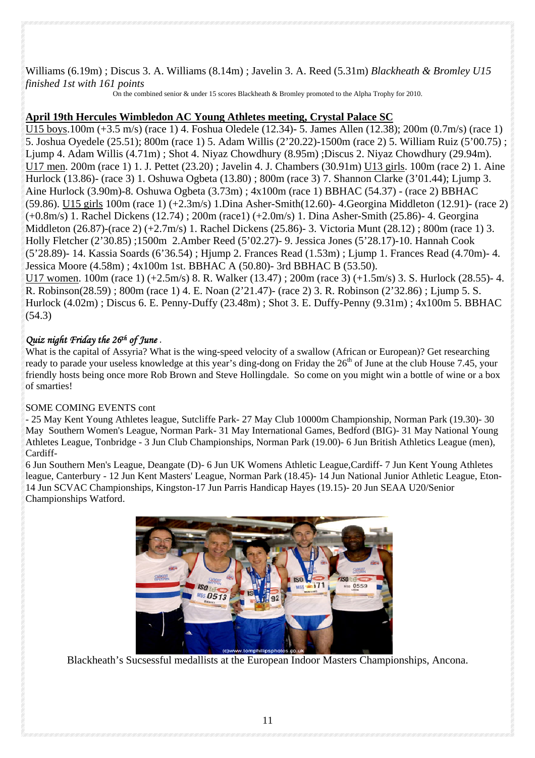Williams (6.19m) ; Discus 3. A. Williams (8.14m) ; Javelin 3. A. Reed (5.31m) *Blackheath & Bromley U15 finished 1st with 161 points*

On the combined senior & under 15 scores Blackheath & Bromley promoted to the Alpha Trophy for 2010.

## April 19th Hercules Wimbledon AC Young Athletes meeting, Crystal Palace SC

U15 boys.100m (+3.5 m/s) (race 1) 4. Foshua Oledele (12.34)- 5. James Allen (12.38); 200m (0.7m/s) (race 1) 5. Joshua Oyedele (25.51); 800m (race 1) 5. Adam Willis (2'20.22)-1500m (race 2) 5. William Ruiz (5'00.75) ; Ljump 4. Adam Willis (4.71m) ; Shot 4. Niyaz Chowdhury (8.95m) ;Discus 2. Niyaz Chowdhury (29.94m). U17 men. 200m (race 1) 1. J. Pettet (23.20) ; Javelin 4. J. Chambers (30.91m) U13 girls. 100m (race 2) 1. Aine Hurlock (13.86)- (race 3) 1. Oshuwa Ogbeta (13.80) ; 800m (race 3) 7. Shannon Clarke (3'01.44); Ljump 3. Aine Hurlock (3.90m)-8. Oshuwa Ogbeta (3.73m) ; 4x100m (race 1) BBHAC (54.37) - (race 2) BBHAC (59.86). U15 girls 100m (race 1) (+2.3m/s) 1.Dina Asher-Smith(12.60)- 4.Georgina Middleton (12.91)- (race 2) (+0.8m/s) 1. Rachel Dickens (12.74) ; 200m (race1) (+2.0m/s) 1. Dina Asher-Smith (25.86)- 4. Georgina Middleton (26.87)-(race 2) (+2.7m/s) 1. Rachel Dickens (25.86)- 3. Victoria Munt (28.12) ; 800m (race 1) 3. Holly Fletcher (2'30.85) ;1500m 2.Amber Reed (5'02.27)- 9. Jessica Jones (5'28.17)-10. Hannah Cook (5'28.89)- 14. Kassia Soards (6'36.54) ; Hjump 2. Frances Read (1.53m) ; Ljump 1. Frances Read (4.70m)- 4. Jessica Moore (4.58m) ; 4x100m 1st. BBHAC A (50.80)- 3rd BBHAC B (53.50).
U17 women. 100m (race 1) (+2.5m/s) 8. R. Walker (13.47) ; 200m (race 3) (+1.5m/s) 3. S. Hurlock (28.55)- 4. R. Robinson(28.59) ; 800m (race 1) 4. E. Noan (2'21.47)- (race 2) 3. R. Robinson (2'32.86) ; Ljump 5. S. Hurlock (4.02m) ; Discus 6. E. Penny-Duffy (23.48m) ; Shot 3. E. Duffy-Penny (9.31m) ; 4x100m 5. BBHAC (54.3)

### *Quiz night Friday the 26th of June .*

What is the capital of Assyria? What is the wing-speed velocity of a swallow (African or European)? Get researching ready to parade your useless knowledge at this year's ding-dong on Friday the 26th of June at the club House 7.45, your friendly hosts being once more Rob Brown and Steve Hollingdale. So come on you might win a bottle of wine or a box of smarties!

SOME COMING EVENTS cont

- 25 May Kent Young Athletes league, Sutcliffe Park- 27 May Club 10000m Championship, Norman Park (19.30)- 30 May Southern Women's League, Norman Park- 31 May International Games, Bedford (BIG)- 31 May National Young Athletes League, Tonbridge - 3 Jun Club Championships, Norman Park (19.00)- 6 Jun British Athletics League (men), Cardiff-
6 Jun Southern Men's League, Deangate (D)- 6 Jun UK Womens Athletic League,Cardiff- 7 Jun Kent Young Athletes league, Canterbury - 12 Jun Kent Masters' League, Norman Park (18.45)- 14 Jun National Junior Athletic League, Eton- 14 Jun SCVAC Championships, Kingston-17 Jun Parris Handicap Hayes (19.15)- 20 Jun SEAA U20/Senior Championships Watford.

Blackheath's Sucsessful medallists at the European Indoor Masters Championships, Ancona.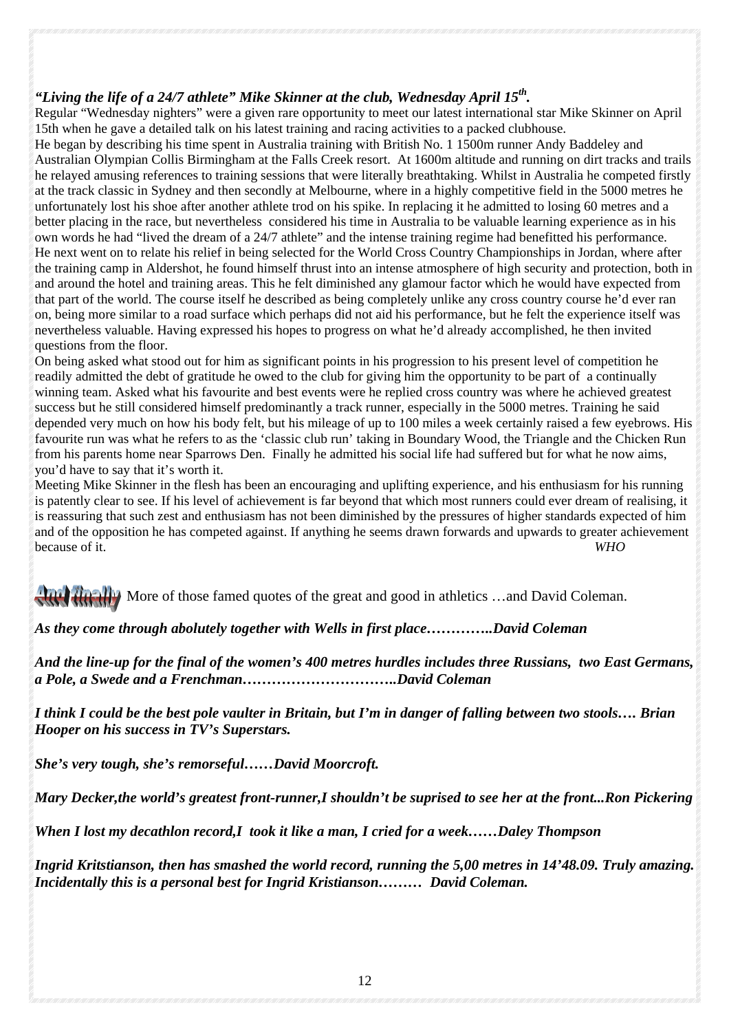### *"Living the life of a 24/7 athlete" Mike Skinner at the club, Wednesday April 15th.*

Regular "Wednesday nighters" were a given rare opportunity to meet our latest international star Mike Skinner on April 15th when he gave a detailed talk on his latest training and racing activities to a packed clubhouse.

He began by describing his time spent in Australia training with British No. 1 1500m runner Andy Baddeley and Australian Olympian Collis Birmingham at the Falls Creek resort. At 1600m altitude and running on dirt tracks and trails he relayed amusing references to training sessions that were literally breathtaking. Whilst in Australia he competed firstly at the track classic in Sydney and then secondly at Melbourne, where in a highly competitive field in the 5000 metres he unfortunately lost his shoe after another athlete trod on his spike. In replacing it he admitted to losing 60 metres and a better placing in the race, but nevertheless considered his time in Australia to be valuable learning experience as in his own words he had "lived the dream of a 24/7 athlete" and the intense training regime had benefitted his performance.

He next went on to relate his relief in being selected for the World Cross Country Championships in Jordan, where after the training camp in Aldershot, he found himself thrust into an intense atmosphere of high security and protection, both in and around the hotel and training areas. This he felt diminished any glamour factor which he would have expected from that part of the world. The course itself he described as being completely unlike any cross country course he'd ever ran on, being more similar to a road surface which perhaps did not aid his performance, but he felt the experience itself was nevertheless valuable. Having expressed his hopes to progress on what he'd already accomplished, he then invited questions from the floor.

On being asked what stood out for him as significant points in his progression to his present level of competition he readily admitted the debt of gratitude he owed to the club for giving him the opportunity to be part of a continually winning team. Asked what his favourite and best events were he replied cross country was where he achieved greatest success but he still considered himself predominantly a track runner, especially in the 5000 metres. Training he said depended very much on how his body felt, but his mileage of up to 100 miles a week certainly raised a few eyebrows. His favourite run was what he refers to as the 'classic club run' taking in Boundary Wood, the Triangle and the Chicken Run from his parents home near Sparrows Den. Finally he admitted his social life had suffered but for what he now aims, you'd have to say that it's worth it.

Meeting Mike Skinner in the flesh has been an encouraging and uplifting experience, and his enthusiasm for his running is patently clear to see. If his level of achievement is far beyond that which most runners could ever dream of realising, it is reassuring that such zest and enthusiasm has not been diminished by the pressures of higher standards expected of him and of the opposition he has competed against. If anything he seems drawn forwards and upwards to greater achievement because of it.

*WHO*

**And finally** More of those famed quotes of the great and good in athletics …and David Coleman.

***As they come through abolutely together with Wells in first place…………..David Coleman***

***And the line-up for the final of the women's 400 metres hurdles includes three Russians, two East Germans, a Pole, a Swede and a Frenchman…………………………..David Coleman***

***I think I could be the best pole vaulter in Britain, but I'm in danger of falling between two stools…. Brian Hooper on his success in TV's Superstars.***

***She's very tough, she's remorseful……David Moorcroft.***

***Mary Decker,the world's greatest front-runner,I shouldn't be suprised to see her at the front...Ron Pickering***

***When I lost my decathlon record,I took it like a man, I cried for a week……Daley Thompson***

***Ingrid Kritstianson, then has smashed the world record, running the 5,00 metres in 14'48.09. Truly amazing. Incidentally this is a personal best for Ingrid Kristianson……… David Coleman.***